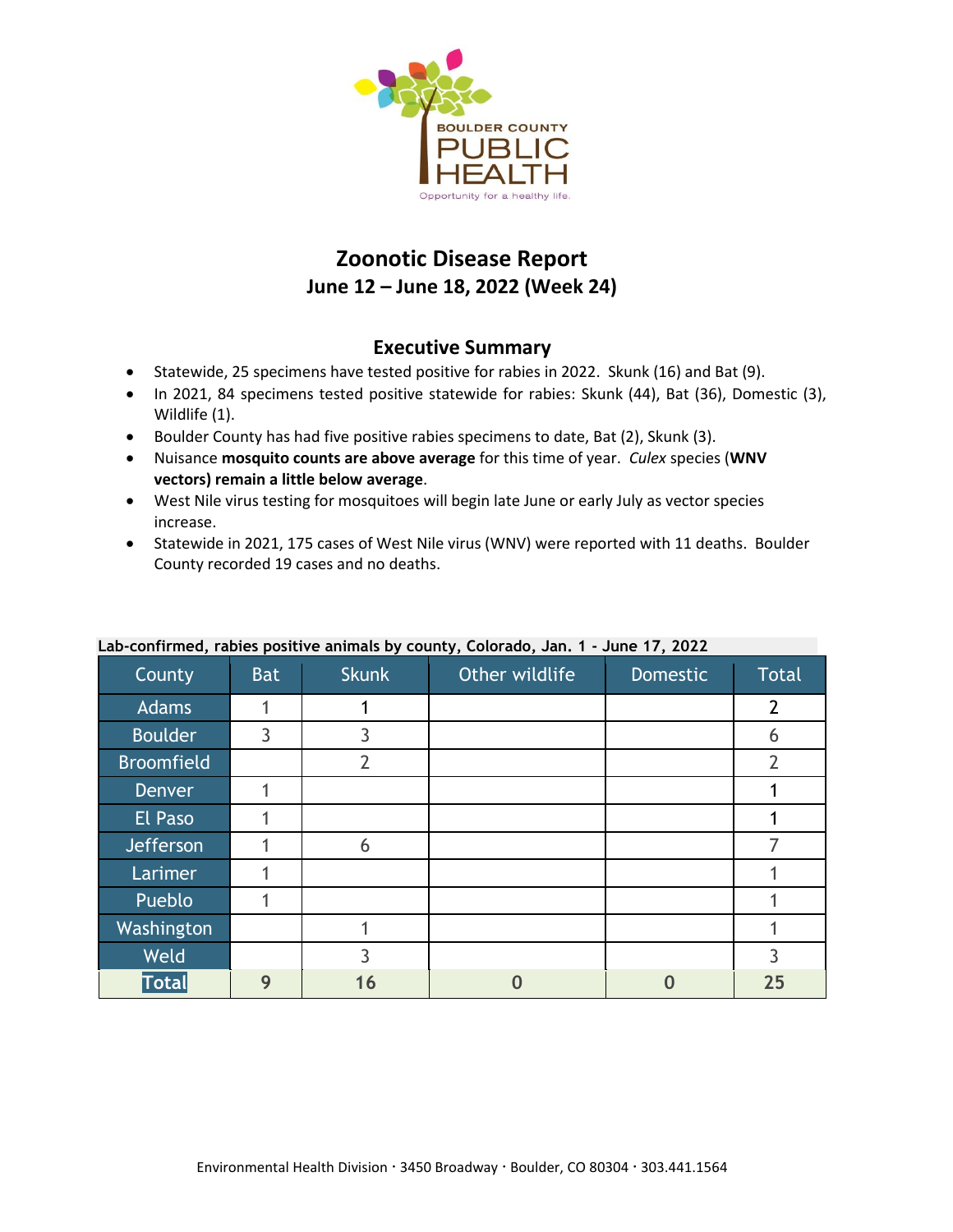BOULDER COUNTY PUBLIC HEALTH

Opportunity for a healthy life.

# Zoonotic Disease Report

## June 12 – June 18, 2022 (Week 24)

### Executive Summary

- Statewide, 25 specimens have tested positive for rabies in 2022. Skunk (16) and Bat (9).
- In 2021, 84 specimens tested positive statewide for rabies: Skunk (44), Bat (36), Domestic (3), Wildlife (1).
- Boulder County has had five positive rabies specimens to date, Bat (2), Skunk (3).
- Nuisance **mosquito counts are above average** for this time of year. *Culex* species (**WNV vectors) remain a little below average**.
- West Nile virus testing for mosquitoes will begin late June or early July as vector species increase.
- Statewide in 2021, 175 cases of West Nile virus (WNV) were reported with 11 deaths. Boulder County recorded 19 cases and no deaths.

**Lab-confirmed, rabies positive animals by county, Colorado, Jan. 1 - June 17, 2022**

| County | Bat | Skunk | Other wildlife | Domestic | Total |
|---|---|---|---|---|---|
| Adams | 1 | 1 | | | 2 |
| Boulder | 3 | 3 | | | 6 |
| Broomfield | | 2 | | | 2 |
| Denver | 1 | | | | 1 |
| El Paso | 1 | | | | 1 |
| Jefferson | 1 | 6 | | | 7 |
| Larimer | 1 | | | | 1 |
| Pueblo | 1 | | | | 1 |
| Washington | | 1 | | | 1 |
| Weld | | 3 | | | 3 |
| **Total** | **9** | **16** | **0** | **0** | **25** |

Environmental Health Division · 3450 Broadway · Boulder, CO 80304 · 303.441.1564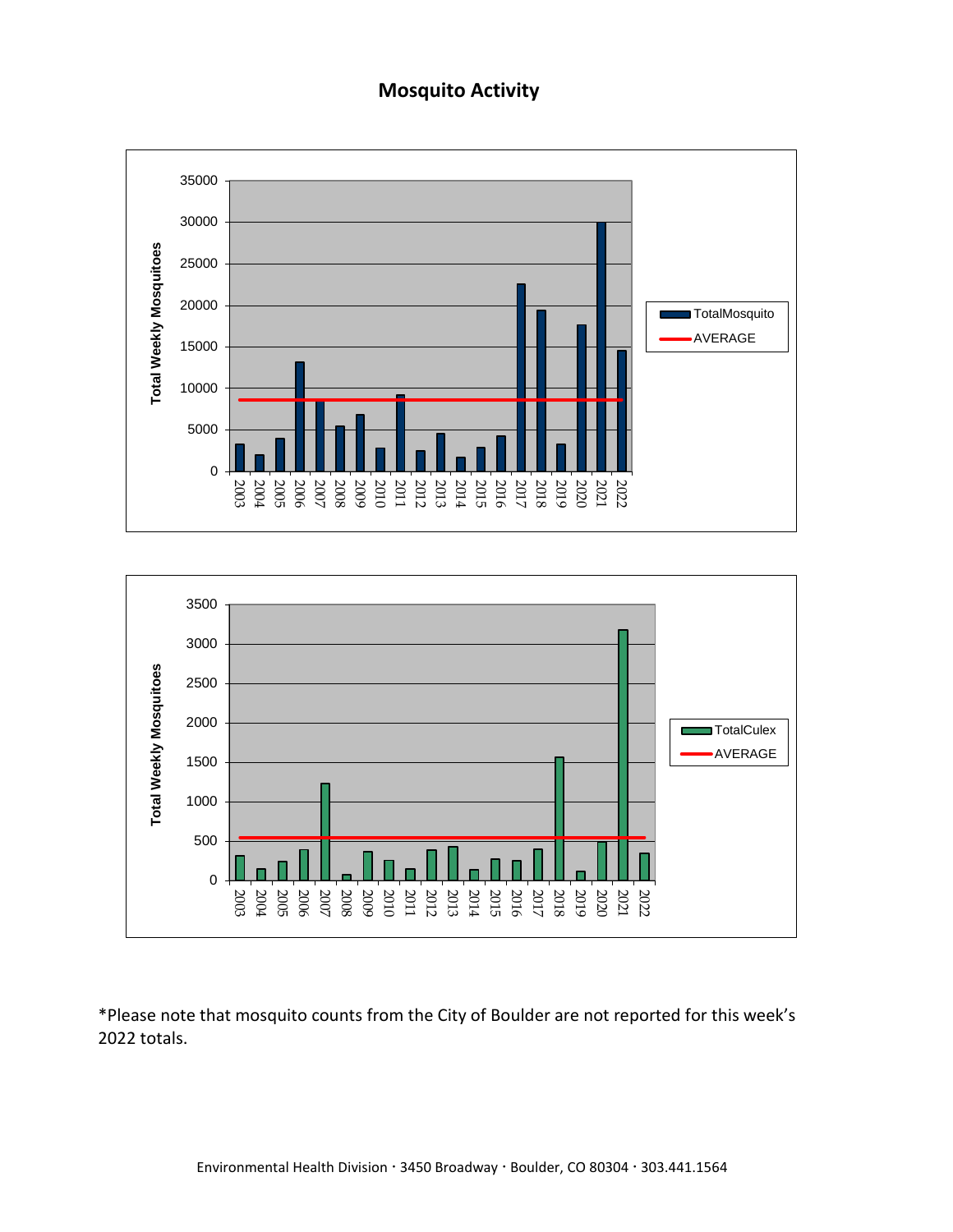# Mosquito Activity

*Please note that mosquito counts from the City of Boulder are not reported for this week's 2022 totals.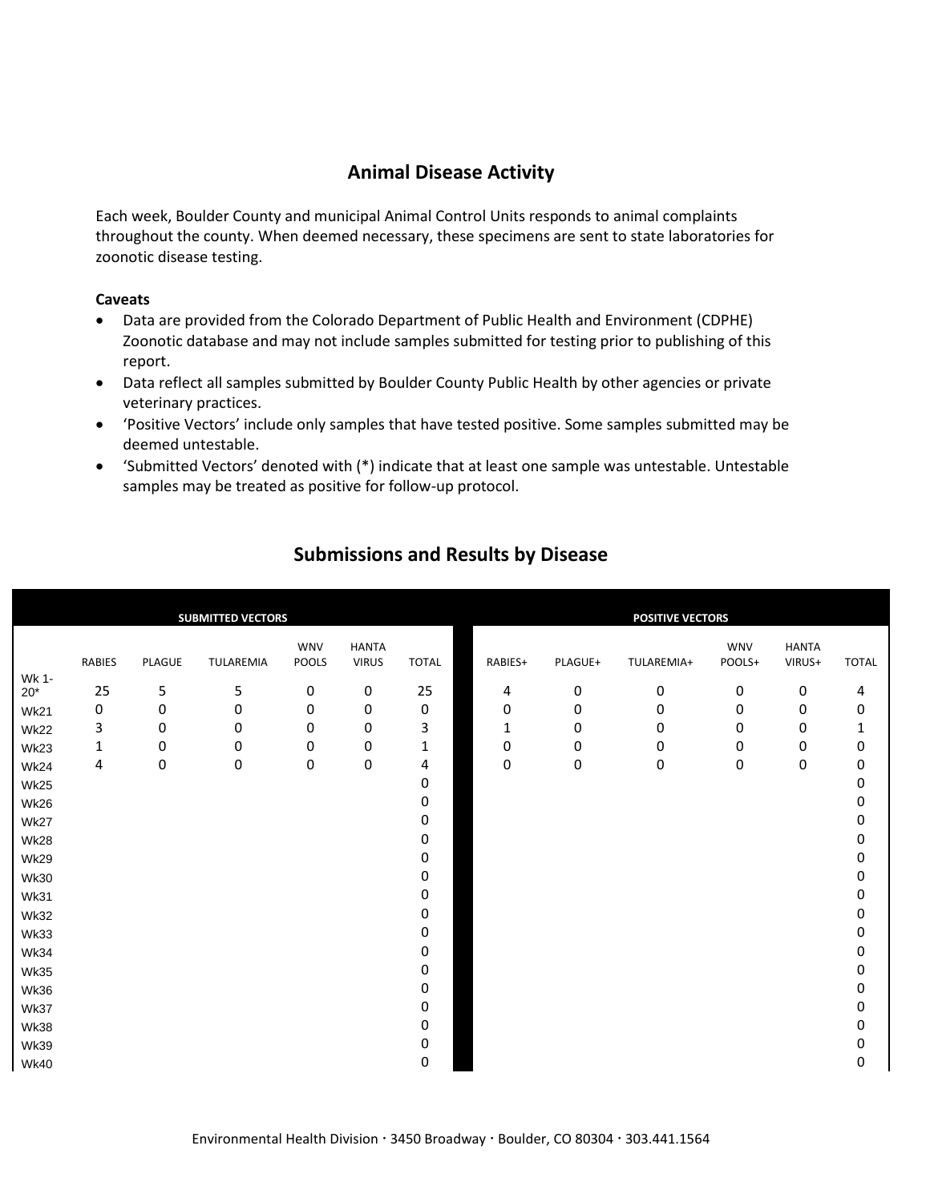## Animal Disease Activity

Each week, Boulder County and municipal Animal Control Units responds to animal complaints throughout the county. When deemed necessary, these specimens are sent to state laboratories for zoonotic disease testing.

**Caveats**

- Data are provided from the Colorado Department of Public Health and Environment (CDPHE) Zoonotic database and may not include samples submitted for testing prior to publishing of this report.
- Data reflect all samples submitted by Boulder County Public Health by other agencies or private veterinary practices.
- 'Positive Vectors' include only samples that have tested positive. Some samples submitted may be deemed untestable.
- 'Submitted Vectors' denoted with (*) indicate that at least one sample was untestable. Untestable samples may be treated as positive for follow-up protocol.

## Submissions and Results by Disease

| | SUBMITTED VECTORS | | | | | | POSITIVE VECTORS | | | | | |
|---|---|---|---|---|---|---|---|---|---|---|---|---|
| | RABIES | PLAGUE | TULAREMIA | WNV POOLS | HANTA VIRUS | TOTAL | RABIES+ | PLAGUE+ | TULAREMIA+ | WNV POOLS+ | HANTA VIRUS+ | TOTAL |
| Wk 1-20* | 25 | 5 | 5 | 0 | 0 | 25 | 4 | 0 | 0 | 0 | 0 | 4 |
| Wk21 | 0 | 0 | 0 | 0 | 0 | 0 | 0 | 0 | 0 | 0 | 0 | 0 |
| Wk22 | 3 | 0 | 0 | 0 | 0 | 3 | 1 | 0 | 0 | 0 | 0 | 1 |
| Wk23 | 1 | 0 | 0 | 0 | 0 | 1 | 0 | 0 | 0 | 0 | 0 | 0 |
| Wk24 | 4 | 0 | 0 | 0 | 0 | 4 | 0 | 0 | 0 | 0 | 0 | 0 |
| Wk25 | | | | | | 0 | | | | | | 0 |
| Wk26 | | | | | | 0 | | | | | | 0 |
| Wk27 | | | | | | 0 | | | | | | 0 |
| Wk28 | | | | | | 0 | | | | | | 0 |
| Wk29 | | | | | | 0 | | | | | | 0 |
| Wk30 | | | | | | 0 | | | | | | 0 |
| Wk31 | | | | | | 0 | | | | | | 0 |
| Wk32 | | | | | | 0 | | | | | | 0 |
| Wk33 | | | | | | 0 | | | | | | 0 |
| Wk34 | | | | | | 0 | | | | | | 0 |
| Wk35 | | | | | | 0 | | | | | | 0 |
| Wk36 | | | | | | 0 | | | | | | 0 |
| Wk37 | | | | | | 0 | | | | | | 0 |
| Wk38 | | | | | | 0 | | | | | | 0 |
| Wk39 | | | | | | 0 | | | | | | 0 |
| Wk40 | | | | | | 0 | | | | | | 0 |

Environmental Health Division · 3450 Broadway · Boulder, CO 80304 · 303.441.1564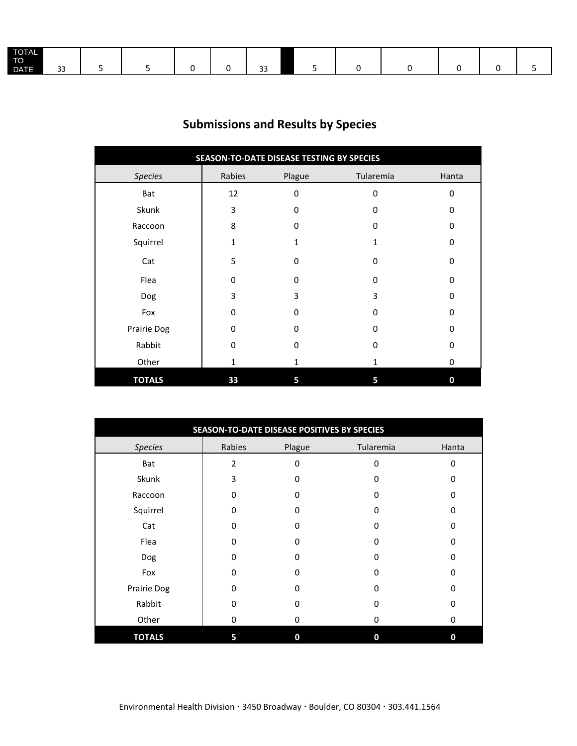| TOTAL TO DATE | 33 | 5 | 5 | 0 | 0 | 33 | | 5 | 0 | 0 | 0 | 0 | 5 |
|---|---|---|---|---|---|---|---|---|---|---|---|---|---|

## Submissions and Results by Species

| SEASON-TO-DATE DISEASE TESTING BY SPECIES | | | | |
|---|---|---|---|---|
| *Species* | Rabies | Plague | Tularemia | Hanta |
| Bat | 12 | 0 | 0 | 0 |
| Skunk | 3 | 0 | 0 | 0 |
| Raccoon | 8 | 0 | 0 | 0 |
| Squirrel | 1 | 1 | 1 | 0 |
| Cat | 5 | 0 | 0 | 0 |
| Flea | 0 | 0 | 0 | 0 |
| Dog | 3 | 3 | 3 | 0 |
| Fox | 0 | 0 | 0 | 0 |
| Prairie Dog | 0 | 0 | 0 | 0 |
| Rabbit | 0 | 0 | 0 | 0 |
| Other | 1 | 1 | 1 | 0 |
| **TOTALS** | **33** | **5** | **5** | **0** |

| SEASON-TO-DATE DISEASE POSITIVES BY SPECIES | | | | |
|---|---|---|---|---|
| *Species* | Rabies | Plague | Tularemia | Hanta |
| Bat | 2 | 0 | 0 | 0 |
| Skunk | 3 | 0 | 0 | 0 |
| Raccoon | 0 | 0 | 0 | 0 |
| Squirrel | 0 | 0 | 0 | 0 |
| Cat | 0 | 0 | 0 | 0 |
| Flea | 0 | 0 | 0 | 0 |
| Dog | 0 | 0 | 0 | 0 |
| Fox | 0 | 0 | 0 | 0 |
| Prairie Dog | 0 | 0 | 0 | 0 |
| Rabbit | 0 | 0 | 0 | 0 |
| Other | 0 | 0 | 0 | 0 |
| **TOTALS** | **5** | **0** | **0** | **0** |

Environmental Health Division · 3450 Broadway · Boulder, CO 80304 · 303.441.1564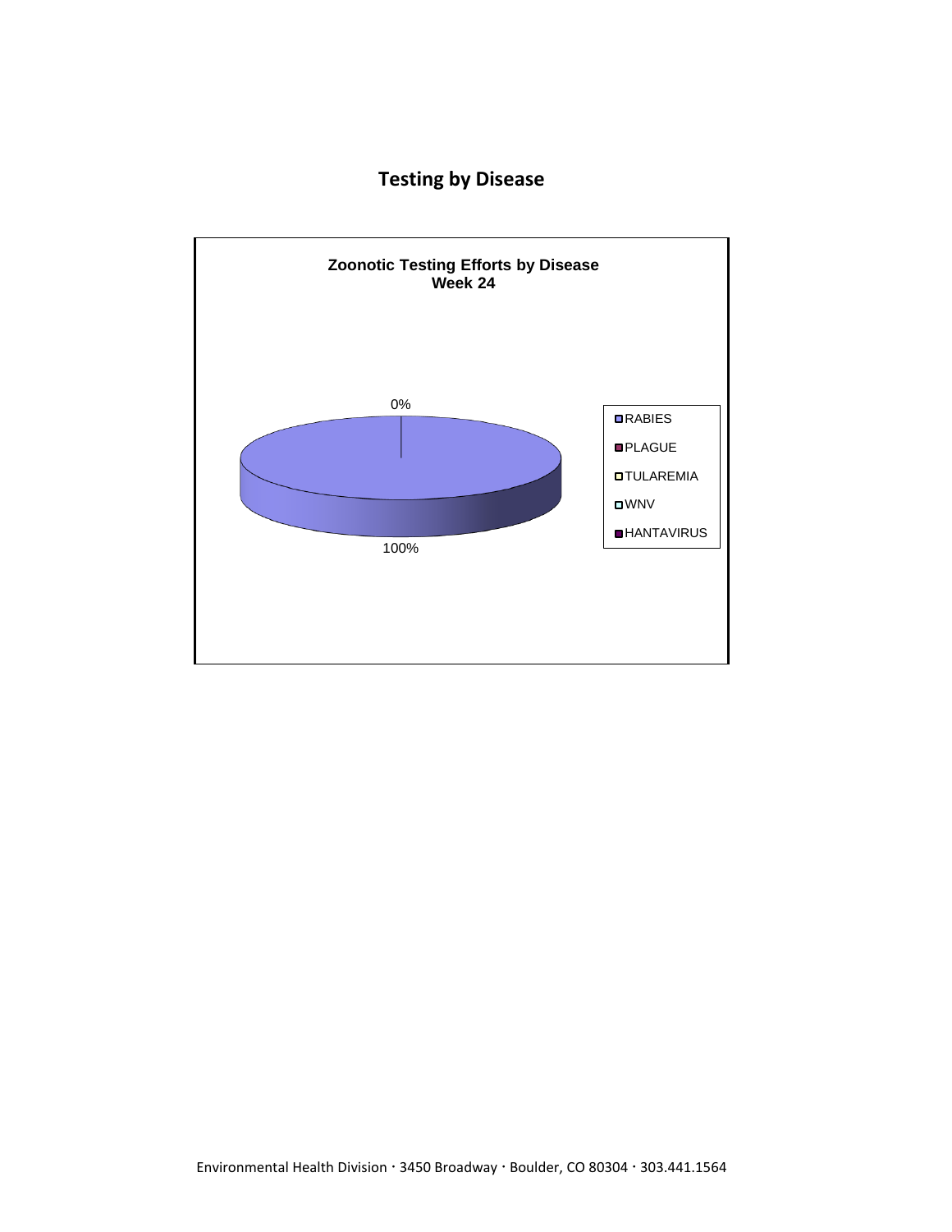## Testing by Disease

Zoonotic Testing Efforts by Disease
Week 24

0%

100%

RABIES
PLAGUE
TULAREMIA
WNV
HANTAVIRUS

Environmental Health Division · 3450 Broadway · Boulder, CO 80304 · 303.441.1564